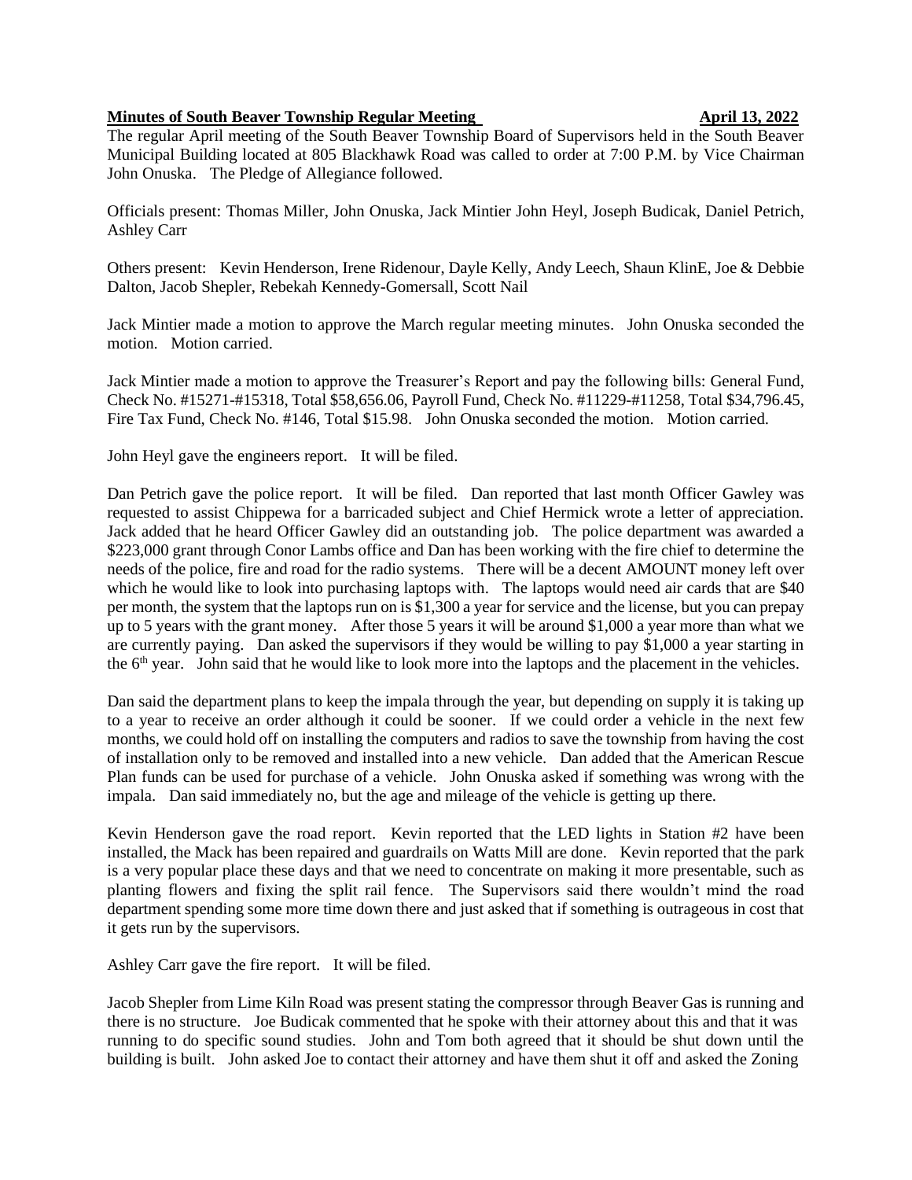**Minutes of South Beaver Township Regular Meeting April 13, 2022**

The regular April meeting of the South Beaver Township Board of Supervisors held in the South Beaver Municipal Building located at 805 Blackhawk Road was called to order at 7:00 P.M. by Vice Chairman John Onuska. The Pledge of Allegiance followed.

Officials present: Thomas Miller, John Onuska, Jack Mintier John Heyl, Joseph Budicak, Daniel Petrich, Ashley Carr

Others present: Kevin Henderson, Irene Ridenour, Dayle Kelly, Andy Leech, Shaun KlinE, Joe & Debbie Dalton, Jacob Shepler, Rebekah Kennedy-Gomersall, Scott Nail

Jack Mintier made a motion to approve the March regular meeting minutes. John Onuska seconded the motion. Motion carried.

Jack Mintier made a motion to approve the Treasurer's Report and pay the following bills: General Fund, Check No. #15271-#15318, Total $58,656.06, Payroll Fund, Check No. #11229-#11258, Total $34,796.45, Fire Tax Fund, Check No. #146, Total $15.98. John Onuska seconded the motion. Motion carried.

John Heyl gave the engineers report. It will be filed.

Dan Petrich gave the police report. It will be filed. Dan reported that last month Officer Gawley was requested to assist Chippewa for a barricaded subject and Chief Hermick wrote a letter of appreciation. Jack added that he heard Officer Gawley did an outstanding job. The police department was awarded a $223,000 grant through Conor Lambs office and Dan has been working with the fire chief to determine the needs of the police, fire and road for the radio systems. There will be a decent AMOUNT money left over which he would like to look into purchasing laptops with. The laptops would need air cards that are $40 per month, the system that the laptops run on is $1,300 a year for service and the license, but you can prepay up to 5 years with the grant money. After those 5 years it will be around $1,000 a year more than what we are currently paying. Dan asked the supervisors if they would be willing to pay $1,000 a year starting in the 6th year. John said that he would like to look more into the laptops and the placement in the vehicles.

Dan said the department plans to keep the impala through the year, but depending on supply it is taking up to a year to receive an order although it could be sooner. If we could order a vehicle in the next few months, we could hold off on installing the computers and radios to save the township from having the cost of installation only to be removed and installed into a new vehicle. Dan added that the American Rescue Plan funds can be used for purchase of a vehicle. John Onuska asked if something was wrong with the impala. Dan said immediately no, but the age and mileage of the vehicle is getting up there.

Kevin Henderson gave the road report. Kevin reported that the LED lights in Station #2 have been installed, the Mack has been repaired and guardrails on Watts Mill are done. Kevin reported that the park is a very popular place these days and that we need to concentrate on making it more presentable, such as planting flowers and fixing the split rail fence. The Supervisors said there wouldn't mind the road department spending some more time down there and just asked that if something is outrageous in cost that it gets run by the supervisors.

Ashley Carr gave the fire report. It will be filed.

Jacob Shepler from Lime Kiln Road was present stating the compressor through Beaver Gas is running and there is no structure. Joe Budicak commented that he spoke with their attorney about this and that it was running to do specific sound studies. John and Tom both agreed that it should be shut down until the building is built. John asked Joe to contact their attorney and have them shut it off and asked the Zoning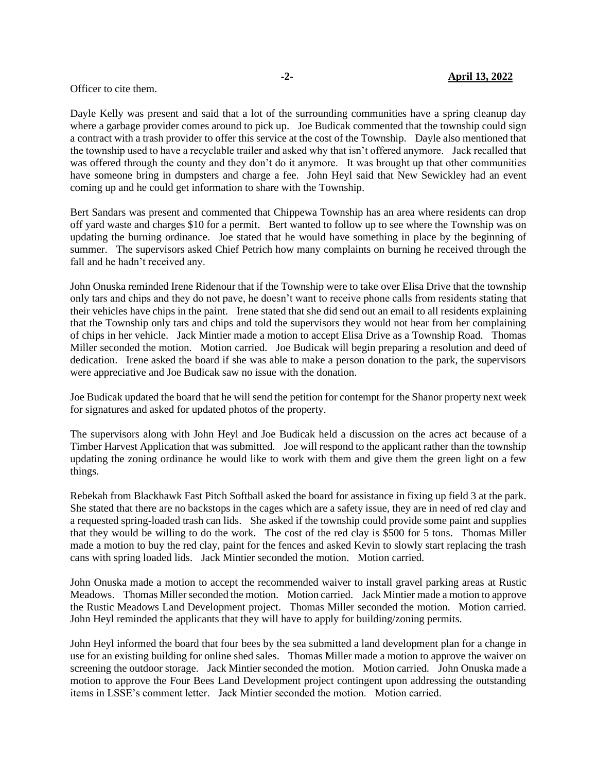Officer to cite them.

Dayle Kelly was present and said that a lot of the surrounding communities have a spring cleanup day where a garbage provider comes around to pick up. Joe Budicak commented that the township could sign a contract with a trash provider to offer this service at the cost of the Township. Dayle also mentioned that the township used to have a recyclable trailer and asked why that isn't offered anymore. Jack recalled that was offered through the county and they don't do it anymore. It was brought up that other communities have someone bring in dumpsters and charge a fee. John Heyl said that New Sewickley had an event coming up and he could get information to share with the Township.

Bert Sandars was present and commented that Chippewa Township has an area where residents can drop off yard waste and charges $10 for a permit. Bert wanted to follow up to see where the Township was on updating the burning ordinance. Joe stated that he would have something in place by the beginning of summer. The supervisors asked Chief Petrich how many complaints on burning he received through the fall and he hadn't received any.

John Onuska reminded Irene Ridenour that if the Township were to take over Elisa Drive that the township only tars and chips and they do not pave, he doesn't want to receive phone calls from residents stating that their vehicles have chips in the paint. Irene stated that she did send out an email to all residents explaining that the Township only tars and chips and told the supervisors they would not hear from her complaining of chips in her vehicle. Jack Mintier made a motion to accept Elisa Drive as a Township Road. Thomas Miller seconded the motion. Motion carried. Joe Budicak will begin preparing a resolution and deed of dedication. Irene asked the board if she was able to make a person donation to the park, the supervisors were appreciative and Joe Budicak saw no issue with the donation.

Joe Budicak updated the board that he will send the petition for contempt for the Shanor property next week for signatures and asked for updated photos of the property.

The supervisors along with John Heyl and Joe Budicak held a discussion on the acres act because of a Timber Harvest Application that was submitted. Joe will respond to the applicant rather than the township updating the zoning ordinance he would like to work with them and give them the green light on a few things.

Rebekah from Blackhawk Fast Pitch Softball asked the board for assistance in fixing up field 3 at the park. She stated that there are no backstops in the cages which are a safety issue, they are in need of red clay and a requested spring-loaded trash can lids. She asked if the township could provide some paint and supplies that they would be willing to do the work. The cost of the red clay is $500 for 5 tons. Thomas Miller made a motion to buy the red clay, paint for the fences and asked Kevin to slowly start replacing the trash cans with spring loaded lids. Jack Mintier seconded the motion. Motion carried.

John Onuska made a motion to accept the recommended waiver to install gravel parking areas at Rustic Meadows. Thomas Miller seconded the motion. Motion carried. Jack Mintier made a motion to approve the Rustic Meadows Land Development project. Thomas Miller seconded the motion. Motion carried. John Heyl reminded the applicants that they will have to apply for building/zoning permits.

John Heyl informed the board that four bees by the sea submitted a land development plan for a change in use for an existing building for online shed sales. Thomas Miller made a motion to approve the waiver on screening the outdoor storage. Jack Mintier seconded the motion. Motion carried. John Onuska made a motion to approve the Four Bees Land Development project contingent upon addressing the outstanding items in LSSE's comment letter. Jack Mintier seconded the motion. Motion carried.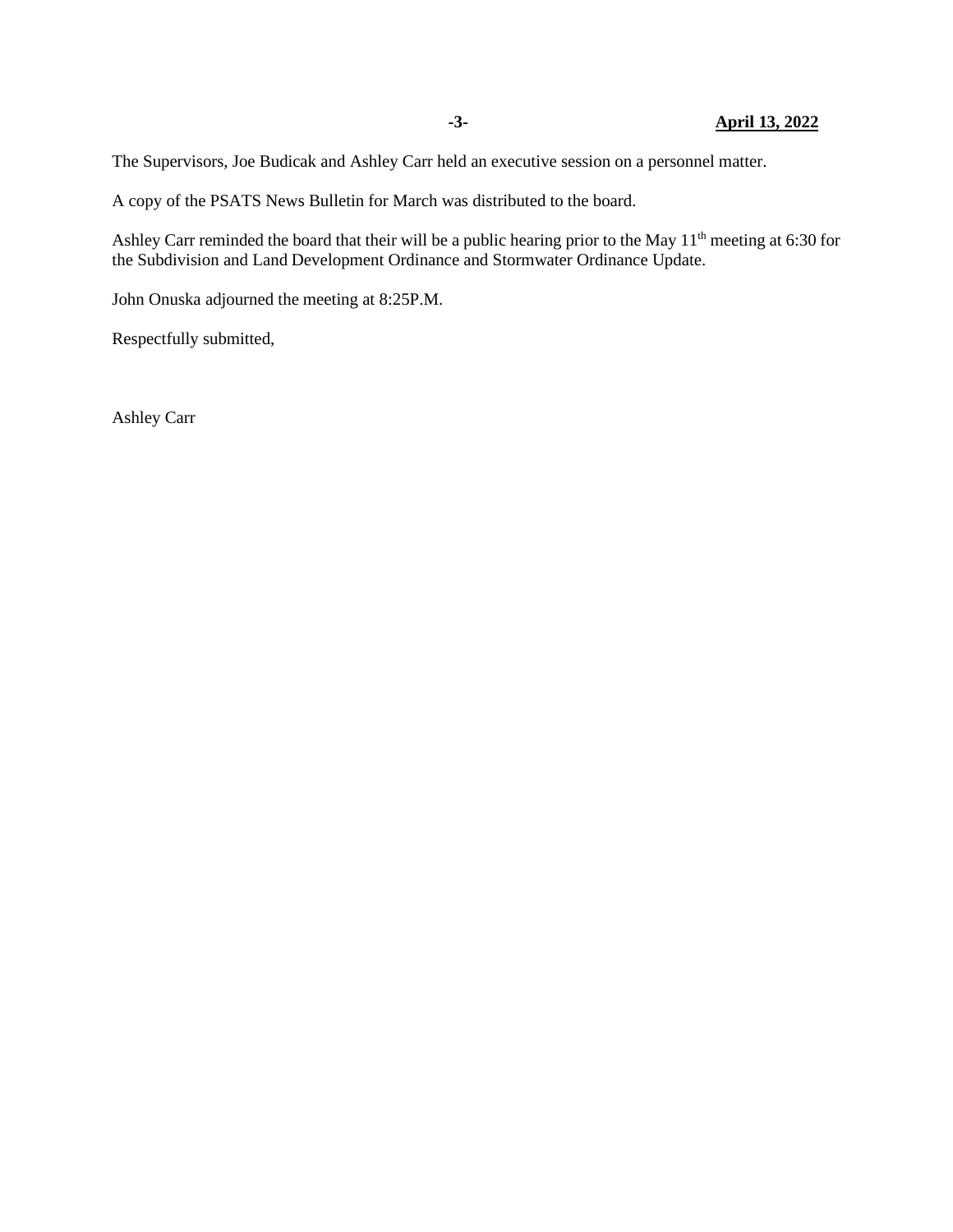The Supervisors, Joe Budicak and Ashley Carr held an executive session on a personnel matter.

A copy of the PSATS News Bulletin for March was distributed to the board.

Ashley Carr reminded the board that their will be a public hearing prior to the May 11th meeting at 6:30 for the Subdivision and Land Development Ordinance and Stormwater Ordinance Update.

John Onuska adjourned the meeting at 8:25P.M.

Respectfully submitted,

Ashley Carr